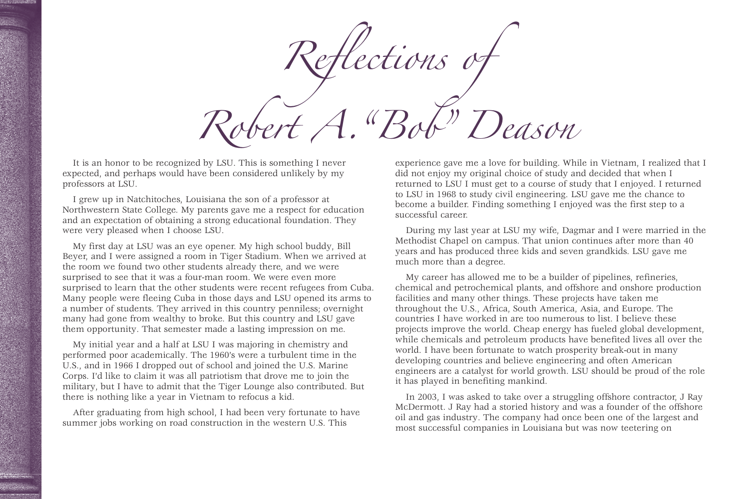# Reflections of Robert A. "Bob" Deason

It is an honor to be recognized by LSU. This is something I never expected, and perhaps would have been considered unlikely by my professors at LSU.

I grew up in Natchitoches, Louisiana the son of a professor at Northwestern State College. My parents gave me a respect for education and an expectation of obtaining a strong educational foundation. They were very pleased when I choose LSU.

My first day at LSU was an eye opener. My high school buddy, Bill Beyer, and I were assigned a room in Tiger Stadium. When we arrived at the room we found two other students already there, and we were surprised to see that it was a four-man room. We were even more surprised to learn that the other students were recent refugees from Cuba. Many people were fleeing Cuba in those days and LSU opened its arms to a number of students. They arrived in this country penniless; overnight many had gone from wealthy to broke. But this country and LSU gave them opportunity. That semester made a lasting impression on me.

My initial year and a half at LSU I was majoring in chemistry and performed poor academically. The 1960's were a turbulent time in the U.S., and in 1966 I dropped out of school and joined the U.S. Marine Corps. I'd like to claim it was all patriotism that drove me to join the military, but I have to admit that the Tiger Lounge also contributed. But there is nothing like a year in Vietnam to refocus a kid.

After graduating from high school, I had been very fortunate to have summer jobs working on road construction in the western U.S. This experience gave me a love for building. While in Vietnam, I realized that I did not enjoy my original choice of study and decided that when I returned to LSU I must get to a course of study that I enjoyed. I returned to LSU in 1968 to study civil engineering. LSU gave me the chance to become a builder. Finding something I enjoyed was the first step to a successful career.

During my last year at LSU my wife, Dagmar and I were married in the Methodist Chapel on campus. That union continues after more than 40 years and has produced three kids and seven grandkids. LSU gave me much more than a degree.

My career has allowed me to be a builder of pipelines, refineries, chemical and petrochemical plants, and offshore and onshore production facilities and many other things. These projects have taken me throughout the U.S., Africa, South America, Asia, and Europe. The countries I have worked in are too numerous to list. I believe these projects improve the world. Cheap energy has fueled global development, while chemicals and petroleum products have benefited lives all over the world. I have been fortunate to watch prosperity break-out in many developing countries and believe engineering and often American engineers are a catalyst for world growth. LSU should be proud of the role it has played in benefiting mankind.

In 2003, I was asked to take over a struggling offshore contractor, J Ray McDermott. J Ray had a storied history and was a founder of the offshore oil and gas industry. The company had once been one of the largest and most successful companies in Louisiana but was now teetering on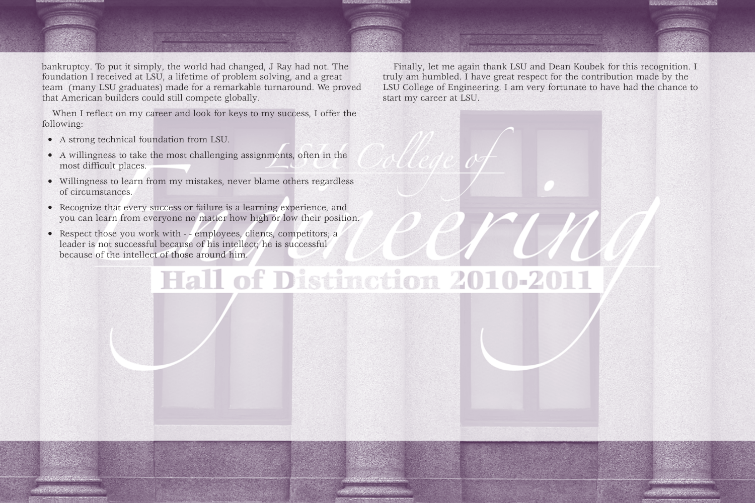bankruptcy. To put it simply, the world had changed, J Ray had not. The foundation I received at LSU, a lifetime of problem solving, and a great team (many LSU graduates) made for a remarkable turnaround. We proved that American builders could still compete globally.

When I reflect on my career and look for keys to my success, I offer the following:

- A strong technical foundation from LSU.
- A willingness to take the most challenging assignments, often in the most difficult places.
- Willingness to learn from my mistakes, never blame others regardless of circumstances.
- Recognize that every success or failure is a learning experience, and you can learn from everyone no matter how high or low their position.
- Respect those you work with - - employees, clients, competitors; a leader is not successful because of his intellect; he is successful because of the intellect of those around him.

Finally, let me again thank LSU and Dean Koubek for this recognition. I truly am humbled. I have great respect for the contribution made by the LSU College of Engineering. I am very fortunate to have had the chance to start my career at LSU.

LSU College of Engineering

Hall of Distinction 2010-2011